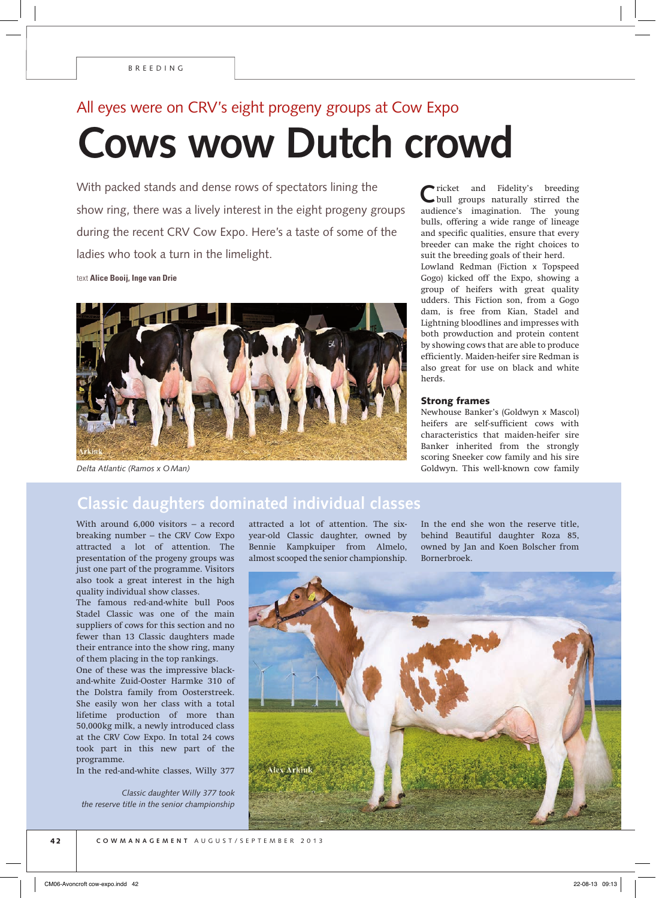BREEDING

All eyes were on CRV's eight progeny groups at Cow Expo

# Cows wow Dutch crowd

With packed stands and dense rows of spectators lining the show ring, there was a lively interest in the eight progeny groups during the recent CRV Cow Expo. Here's a taste of some of the ladies who took a turn in the limelight.

text **Alice Booij, Inge van Drie**

*Delta Atlantic (Ramos x O Man)*

Cricket and Fidelity's breeding bull groups naturally stirred the audience's imagination. The young bulls, offering a wide range of lineage and specific qualities, ensure that every breeder can make the right choices to suit the breeding goals of their herd.

Lowland Redman (Fiction x Topspeed Gogo) kicked off the Expo, showing a group of heifers with great quality udders. This Fiction son, from a Gogo dam, is free from Kian, Stadel and Lightning bloodlines and impresses with both prowduction and protein content by showing cows that are able to produce efficiently. Maiden-heifer sire Redman is also great for use on black and white herds.

### Strong frames

Newhouse Banker's (Goldwyn x Mascol) heifers are self-sufficient cows with characteristics that maiden-heifer sire Banker inherited from the strongly scoring Sneeker cow family and his sire Goldwyn. This well-known cow family

## Classic daughters dominated individual classes

With around 6,000 visitors – a record breaking number – the CRV Cow Expo attracted a lot of attention. The presentation of the progeny groups was just one part of the programme. Visitors also took a great interest in the high quality individual show classes.

The famous red-and-white bull Poos Stadel Classic was one of the main suppliers of cows for this section and no fewer than 13 Classic daughters made their entrance into the show ring, many of them placing in the top rankings.

One of these was the impressive black-and-white Zuid-Ooster Harmke 310 of the Dolstra family from Oosterstreek. She easily won her class with a total lifetime production of more than 50,000kg milk, a newly introduced class at the CRV Cow Expo. In total 24 cows took part in this new part of the programme.

In the red-and-white classes, Willy 377 attracted a lot of attention. The six-year-old Classic daughter, owned by Bennie Kampkuiper from Almelo, almost scooped the senior championship. In the end she won the reserve title, behind Beautiful daughter Roza 85, owned by Jan and Koen Bolscher from Bornerbroek.

*Classic daughter Willy 377 took the reserve title in the senior championship*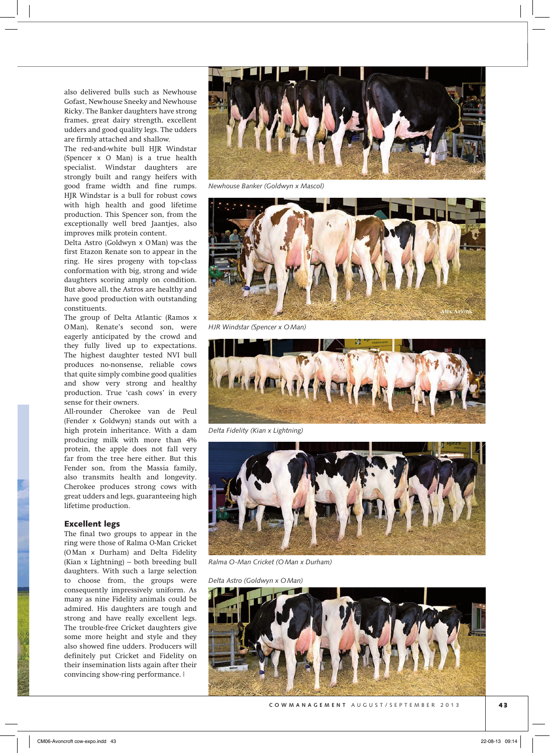also delivered bulls such as Newhouse Gofast, Newhouse Sneeky and Newhouse Ricky. The Banker daughters have strong frames, great dairy strength, excellent udders and good quality legs. The udders are firmly attached and shallow.

The red-and-white bull HJR Windstar (Spencer x O Man) is a true health specialist. Windstar daughters are strongly built and rangy heifers with good frame width and fine rumps. HJR Windstar is a bull for robust cows with high health and good lifetime production. This Spencer son, from the exceptionally well bred Jaantjes, also improves milk protein content.

Delta Astro (Goldwyn x O Man) was the first Etazon Renate son to appear in the ring. He sires progeny with top-class conformation with big, strong and wide daughters scoring amply on condition. But above all, the Astros are healthy and have good production with outstanding constituents.

The group of Delta Atlantic (Ramos x O Man), Renate's second son, were eagerly anticipated by the crowd and they fully lived up to expectations. The highest daughter tested NVI bull produces no-nonsense, reliable cows that quite simply combine good qualities and show very strong and healthy production. True 'cash cows' in every sense for their owners.

All-rounder Cherokee van de Peul (Fender x Goldwyn) stands out with a high protein inheritance. With a dam producing milk with more than 4% protein, the apple does not fall very far from the tree here either. But this Fender son, from the Massia family, also transmits health and longevity. Cherokee produces strong cows with great udders and legs, guaranteeing high lifetime production.

## Excellent legs

The final two groups to appear in the ring were those of Ralma O-Man Cricket (O Man x Durham) and Delta Fidelity (Kian x Lightning) – both breeding bull daughters. With such a large selection to choose from, the groups were consequently impressively uniform. As many as nine Fidelity animals could be admired. His daughters are tough and strong and have really excellent legs. The trouble-free Cricket daughters give some more height and style and they also showed fine udders. Producers will definitely put Cricket and Fidelity on their insemination lists again after their convincing show-ring performance.

*Newhouse Banker (Goldwyn x Mascol)*

*HJR Windstar (Spencer x O Man)*

*Delta Fidelity (Kian x Lightning)*

*Ralma O-Man Cricket (O Man x Durham)*

*Delta Astro (Goldwyn x O Man)*